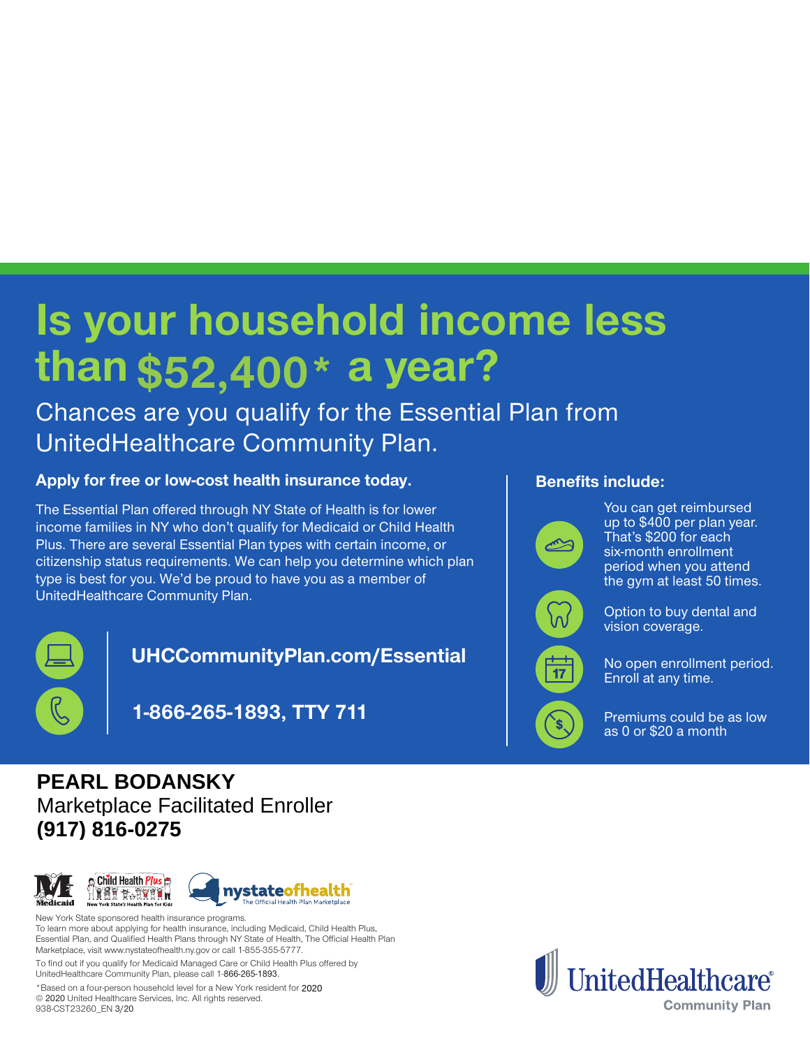# Is your household income less than $52,400* a year?

## Chances are you qualify for the Essential Plan from UnitedHealthcare Community Plan.

**Apply for free or low-cost health insurance today.**

The Essential Plan offered through NY State of Health is for lower income families in NY who don't qualify for Medicaid or Child Health Plus. There are several Essential Plan types with certain income, or citizenship status requirements. We can help you determine which plan type is best for you. We'd be proud to have you as a member of UnitedHealthcare Community Plan.

**UHCCommunityPlan.com/Essential**

**1-866-265-1893, TTY 711**

**Benefits include:**

- You can get reimbursed up to $400 per plan year. That's $200 for each six-month enrollment period when you attend the gym at least 50 times.
- Option to buy dental and vision coverage.
- No open enrollment period. Enroll at any time.
- Premiums could be as low as 0 or $20 a month

**PEARL BODANSKY**
Marketplace Facilitated Enroller
**(917) 816-0275**

Medicaid | Child Health Plus – New York State's Health Plan for Kids | nystateofhealth – The Official Health Plan Marketplace

New York State sponsored health insurance programs.
To learn more about applying for health insurance, including Medicaid, Child Health Plus, Essential Plan, and Qualified Health Plans through NY State of Health, The Official Health Plan Marketplace, visit www.nystateofhealth.ny.gov or call 1-855-355-5777.

To find out if you qualify for Medicaid Managed Care or Child Health Plus offered by UnitedHealthcare Community Plan, please call 1-866-265-1893.

*Based on a four-person household level for a New York resident for 2020
© 2020 United Healthcare Services, Inc. All rights reserved.
938-CST23260_EN 3/20

UnitedHealthcare® Community Plan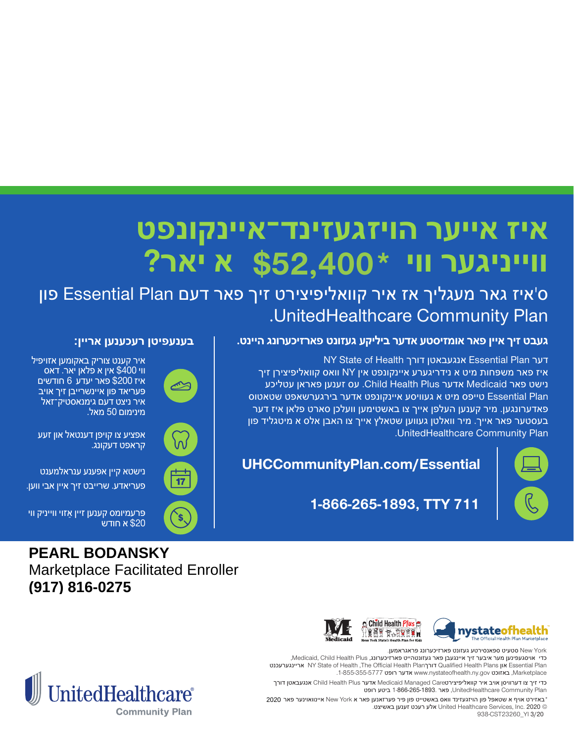# איז אייער הויזגעזינד־איינקונפט ווייניגער ווי $52,400* א יאר?

ס'איז גאר מעגליך אז איר קוואליפיצירט זיך פאר דעם Essential Plan פון UnitedHealthcare Community Plan.

**געבט זיך איין פאר אומזיסטע אדער ביליקע געזונט פארזיכערונג היינט.**

דער Essential Plan אנגעבאטן דורך NY State of Health איז פאר משפחות מיט א נידריגערע איינקונפט אין NY וואס קוואליפיצירן זיך נישט פאר Medicaid אדער Child Health Plus. עס זענען פאראן עטליכע Essential Plan טייפס מיט א געוויסע איינקונפט אדער בירגערשאפט שטאטוס פאדערונגען. מיר קענען העלפן אייך צו באשטימען וועלכן סארט פלאן איז דער בעסטער פאר אייך. מיר וואלטן געוואלט שטעלן אייך צו האבן אלס א מיטגליד פון UnitedHealthcare Community Plan.

**UHCCommunityPlan.com/Essential**

**1-866-265-1893, TTY 711**

**בענעפיטן רעכענען אריין:**

- איר קענט צוריק באקומען אזויפיל ווי $400 אין א פלאן יאר. דאס איז $200 פאר יעדע 6 חודשים פעריאד פון איינשרייבן זיך אויב איר ניצט דעם גימנאסטיק־זאל מינימום 50 מאל.
- אפציע צו קויפן דענטאל און זעע קראפט דעקונג.
- נישטא קיין אפענע ענראלמענט פעריאדע. שרייבט זיך איין אבי ווען.
- פרעמיומס קענען זיין אַזוי ווייניג ווי $20 א חודש

**PEARL BODANSKY**
Marketplace Facilitated Enroller
**(917) 816-0275**

New York סטעיט ספאנסירטע געזונט פארזיכערונג פראגראמען:
כדי אויסגעפינען מער איבער זיך איינגעבן פאר געזונטהייט פארזיכערונג, Medicaid, Child Health Plus, Essential Plan און Qualified Health Plans דורך The Official Health Plan, NY State of Health אריינגערעכנט Marketplace, באזוכט www.nystateofhealth.ny.gov אדער רופט 1-855-355-5777.

כדי זיך צו דערוויסן אויב איר קוואליפיצירט Medicaid Managed Care אדער Child Health Plus אנגעבאטן דורך UnitedHealthcare Community Plan, פאר. 1-866-265-1893 ביטע רופט

*באזירט אויף א שטאפל פון הויזגעזינד וואס באשטייט פון פיר פערזאנען פאר א New York איינוואוינער פאר 2020
© 2020 United Healthcare Services, Inc. אלע רעכט זענען באשיצט.
938-CST23260_YI 3/20